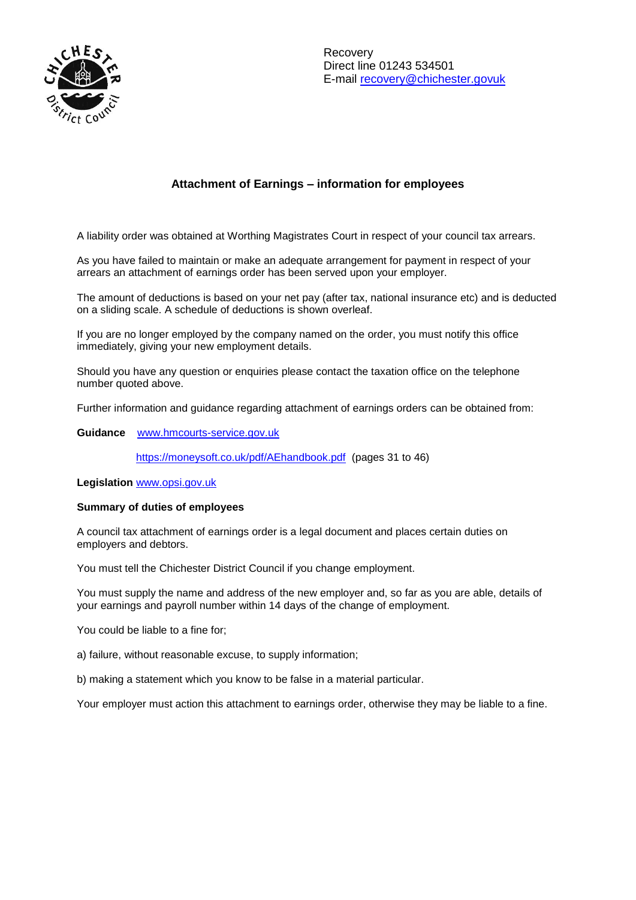Recovery
Direct line 01243 534501
E-mail recovery@chichester.govuk

## Attachment of Earnings – information for employees

A liability order was obtained at Worthing Magistrates Court in respect of your council tax arrears.

As you have failed to maintain or make an adequate arrangement for payment in respect of your arrears an attachment of earnings order has been served upon your employer.

The amount of deductions is based on your net pay (after tax, national insurance etc) and is deducted on a sliding scale. A schedule of deductions is shown overleaf.

If you are no longer employed by the company named on the order, you must notify this office immediately, giving your new employment details.

Should you have any question or enquiries please contact the taxation office on the telephone number quoted above.

Further information and guidance regarding attachment of earnings orders can be obtained from:

**Guidance** www.hmcourts-service.gov.uk

https://moneysoft.co.uk/pdf/AEhandbook.pdf (pages 31 to 46)

**Legislation** www.opsi.gov.uk

**Summary of duties of employees**

A council tax attachment of earnings order is a legal document and places certain duties on employers and debtors.

You must tell the Chichester District Council if you change employment.

You must supply the name and address of the new employer and, so far as you are able, details of your earnings and payroll number within 14 days of the change of employment.

You could be liable to a fine for;

a) failure, without reasonable excuse, to supply information;

b) making a statement which you know to be false in a material particular.

Your employer must action this attachment to earnings order, otherwise they may be liable to a fine.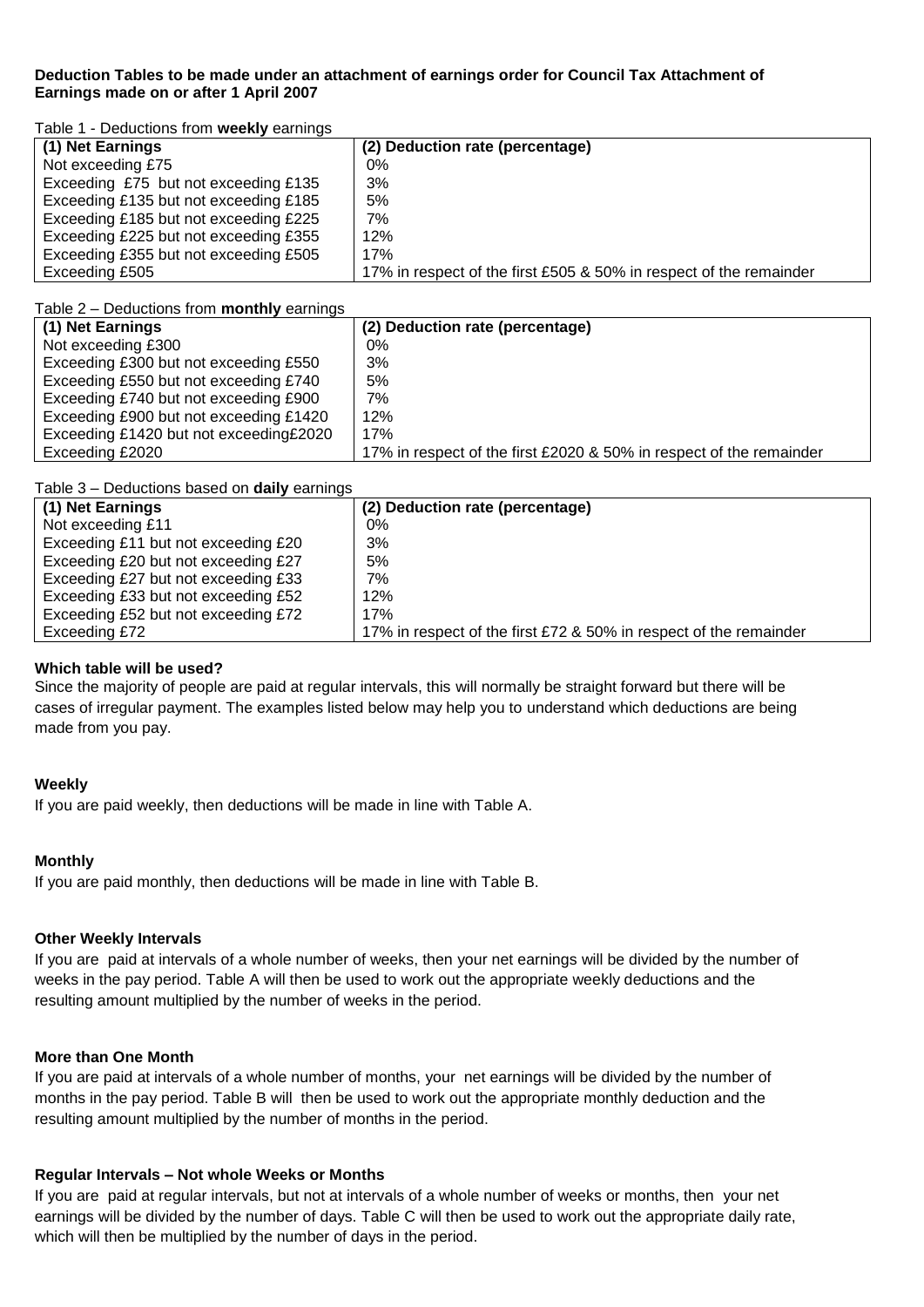**Deduction Tables to be made under an attachment of earnings order for Council Tax Attachment of Earnings made on or after 1 April 2007**

Table 1 - Deductions from **weekly** earnings

| (1) Net Earnings | (2) Deduction rate (percentage) |
|---|---|
| Not exceeding £75 | 0% |
| Exceeding £75 but not exceeding £135 | 3% |
| Exceeding £135 but not exceeding £185 | 5% |
| Exceeding £185 but not exceeding £225 | 7% |
| Exceeding £225 but not exceeding £355 | 12% |
| Exceeding £355 but not exceeding £505 | 17% |
| Exceeding £505 | 17% in respect of the first £505 & 50% in respect of the remainder |

Table 2 – Deductions from **monthly** earnings

| (1) Net Earnings | (2) Deduction rate (percentage) |
|---|---|
| Not exceeding £300 | 0% |
| Exceeding £300 but not exceeding £550 | 3% |
| Exceeding £550 but not exceeding £740 | 5% |
| Exceeding £740 but not exceeding £900 | 7% |
| Exceeding £900 but not exceeding £1420 | 12% |
| Exceeding £1420 but not exceeding£2020 | 17% |
| Exceeding £2020 | 17% in respect of the first £2020 & 50% in respect of the remainder |

Table 3 – Deductions based on **daily** earnings

| (1) Net Earnings | (2) Deduction rate (percentage) |
|---|---|
| Not exceeding £11 | 0% |
| Exceeding £11 but not exceeding £20 | 3% |
| Exceeding £20 but not exceeding £27 | 5% |
| Exceeding £27 but not exceeding £33 | 7% |
| Exceeding £33 but not exceeding £52 | 12% |
| Exceeding £52 but not exceeding £72 | 17% |
| Exceeding £72 | 17% in respect of the first £72 & 50% in respect of the remainder |

**Which table will be used?**

Since the majority of people are paid at regular intervals, this will normally be straight forward but there will be cases of irregular payment. The examples listed below may help you to understand which deductions are being made from you pay.

**Weekly**

If you are paid weekly, then deductions will be made in line with Table A.

**Monthly**

If you are paid monthly, then deductions will be made in line with Table B.

**Other Weekly Intervals**

If you are paid at intervals of a whole number of weeks, then your net earnings will be divided by the number of weeks in the pay period. Table A will then be used to work out the appropriate weekly deductions and the resulting amount multiplied by the number of weeks in the period.

**More than One Month**

If you are paid at intervals of a whole number of months, your net earnings will be divided by the number of months in the pay period. Table B will then be used to work out the appropriate monthly deduction and the resulting amount multiplied by the number of months in the period.

**Regular Intervals – Not whole Weeks or Months**

If you are paid at regular intervals, but not at intervals of a whole number of weeks or months, then your net earnings will be divided by the number of days. Table C will then be used to work out the appropriate daily rate, which will then be multiplied by the number of days in the period.